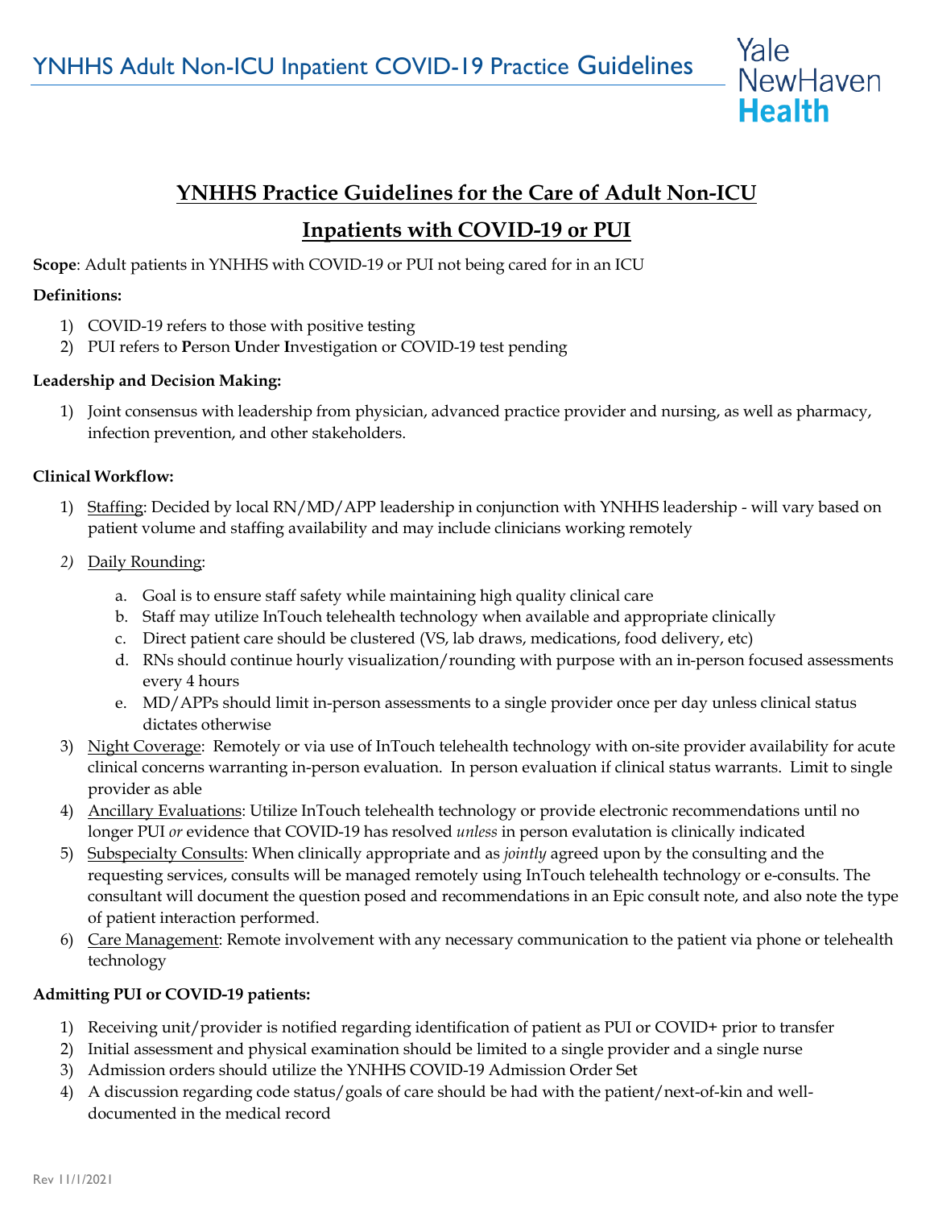# YNHHS Practice Guidelines for the Care of Adult Non-ICU Inpatients with COVID-19 or PUI

**Scope**: Adult patients in YNHHS with COVID-19 or PUI not being cared for in an ICU

**Definitions:**

1) COVID-19 refers to those with positive testing
2) PUI refers to **P**erson **U**nder **I**nvestigation or COVID-19 test pending

**Leadership and Decision Making:**

1) Joint consensus with leadership from physician, advanced practice provider and nursing, as well as pharmacy, infection prevention, and other stakeholders.

**Clinical Workflow:**

1) Staffing: Decided by local RN/MD/APP leadership in conjunction with YNHHS leadership - will vary based on patient volume and staffing availability and may include clinicians working remotely
2) Daily Rounding:
   a. Goal is to ensure staff safety while maintaining high quality clinical care
   b. Staff may utilize InTouch telehealth technology when available and appropriate clinically
   c. Direct patient care should be clustered (VS, lab draws, medications, food delivery, etc)
   d. RNs should continue hourly visualization/rounding with purpose with an in-person focused assessments every 4 hours
   e. MD/APPs should limit in-person assessments to a single provider once per day unless clinical status dictates otherwise
3) Night Coverage: Remotely or via use of InTouch telehealth technology with on-site provider availability for acute clinical concerns warranting in-person evaluation. In person evaluation if clinical status warrants. Limit to single provider as able
4) Ancillary Evaluations: Utilize InTouch telehealth technology or provide electronic recommendations until no longer PUI *or* evidence that COVID-19 has resolved *unless* in person evalutation is clinically indicated
5) Subspecialty Consults: When clinically appropriate and as *jointly* agreed upon by the consulting and the requesting services, consults will be managed remotely using InTouch telehealth technology or e-consults. The consultant will document the question posed and recommendations in an Epic consult note, and also note the type of patient interaction performed.
6) Care Management: Remote involvement with any necessary communication to the patient via phone or telehealth technology

**Admitting PUI or COVID-19 patients:**

1) Receiving unit/provider is notified regarding identification of patient as PUI or COVID+ prior to transfer
2) Initial assessment and physical examination should be limited to a single provider and a single nurse
3) Admission orders should utilize the YNHHS COVID-19 Admission Order Set
4) A discussion regarding code status/goals of care should be had with the patient/next-of-kin and well-documented in the medical record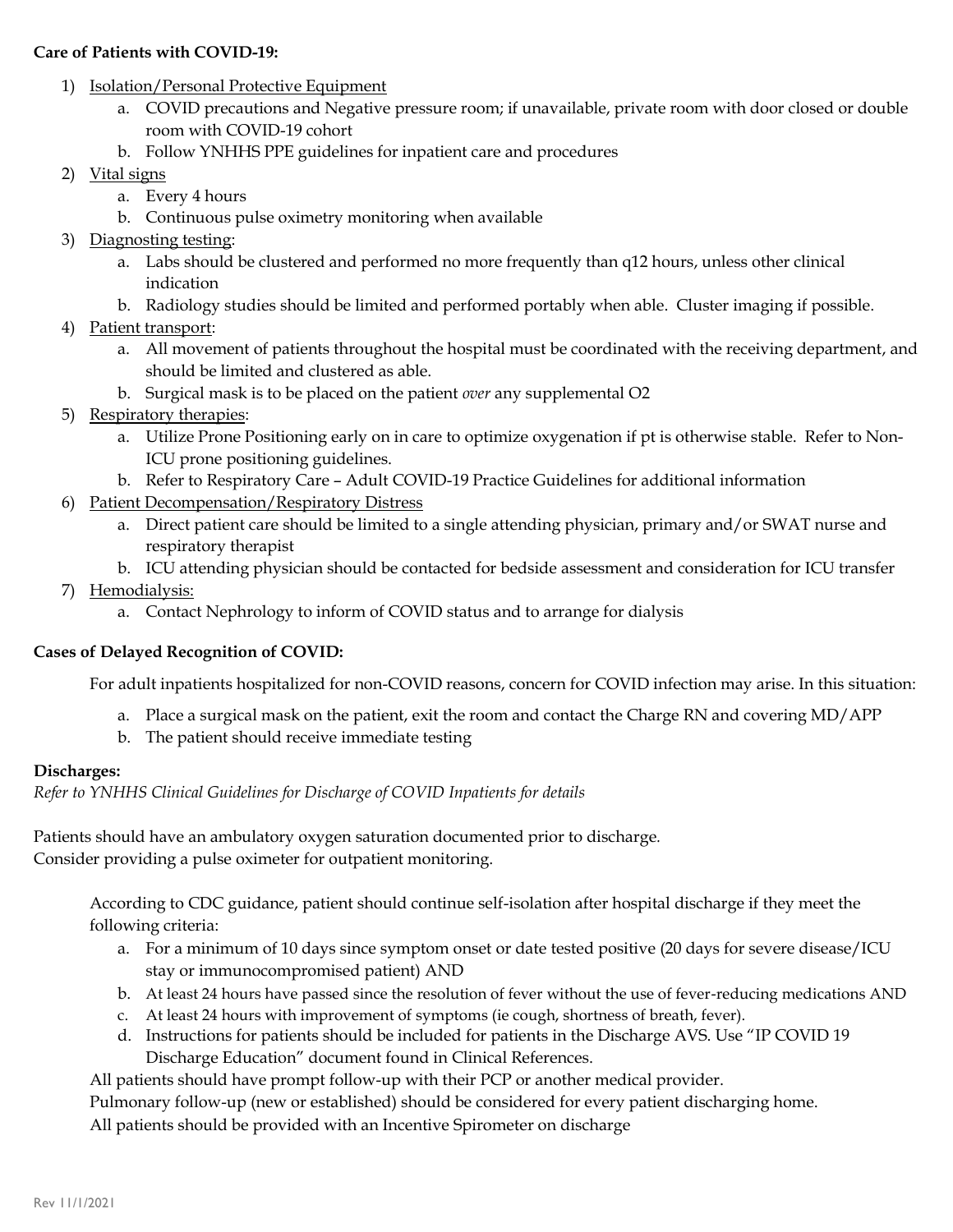**Care of Patients with COVID-19:**

1) Isolation/Personal Protective Equipment
    a. COVID precautions and Negative pressure room; if unavailable, private room with door closed or double room with COVID-19 cohort
    b. Follow YNHHS PPE guidelines for inpatient care and procedures
2) Vital signs
    a. Every 4 hours
    b. Continuous pulse oximetry monitoring when available
3) Diagnosting testing:
    a. Labs should be clustered and performed no more frequently than q12 hours, unless other clinical indication
    b. Radiology studies should be limited and performed portably when able. Cluster imaging if possible.
4) Patient transport:
    a. All movement of patients throughout the hospital must be coordinated with the receiving department, and should be limited and clustered as able.
    b. Surgical mask is to be placed on the patient *over* any supplemental O2
5) Respiratory therapies:
    a. Utilize Prone Positioning early on in care to optimize oxygenation if pt is otherwise stable. Refer to Non-ICU prone positioning guidelines.
    b. Refer to Respiratory Care – Adult COVID-19 Practice Guidelines for additional information
6) Patient Decompensation/Respiratory Distress
    a. Direct patient care should be limited to a single attending physician, primary and/or SWAT nurse and respiratory therapist
    b. ICU attending physician should be contacted for bedside assessment and consideration for ICU transfer
7) Hemodialysis:
    a. Contact Nephrology to inform of COVID status and to arrange for dialysis

**Cases of Delayed Recognition of COVID:**

For adult inpatients hospitalized for non-COVID reasons, concern for COVID infection may arise. In this situation:

a. Place a surgical mask on the patient, exit the room and contact the Charge RN and covering MD/APP
b. The patient should receive immediate testing

**Discharges:**

*Refer to YNHHS Clinical Guidelines for Discharge of COVID Inpatients for details*

Patients should have an ambulatory oxygen saturation documented prior to discharge.
Consider providing a pulse oximeter for outpatient monitoring.

According to CDC guidance, patient should continue self-isolation after hospital discharge if they meet the following criteria:

a. For a minimum of 10 days since symptom onset or date tested positive (20 days for severe disease/ICU stay or immunocompromised patient) AND
b. At least 24 hours have passed since the resolution of fever without the use of fever-reducing medications AND
c. At least 24 hours with improvement of symptoms (ie cough, shortness of breath, fever).
d. Instructions for patients should be included for patients in the Discharge AVS. Use "IP COVID 19 Discharge Education" document found in Clinical References.

All patients should have prompt follow-up with their PCP or another medical provider.
Pulmonary follow-up (new or established) should be considered for every patient discharging home.
All patients should be provided with an Incentive Spirometer on discharge

Rev 11/1/2021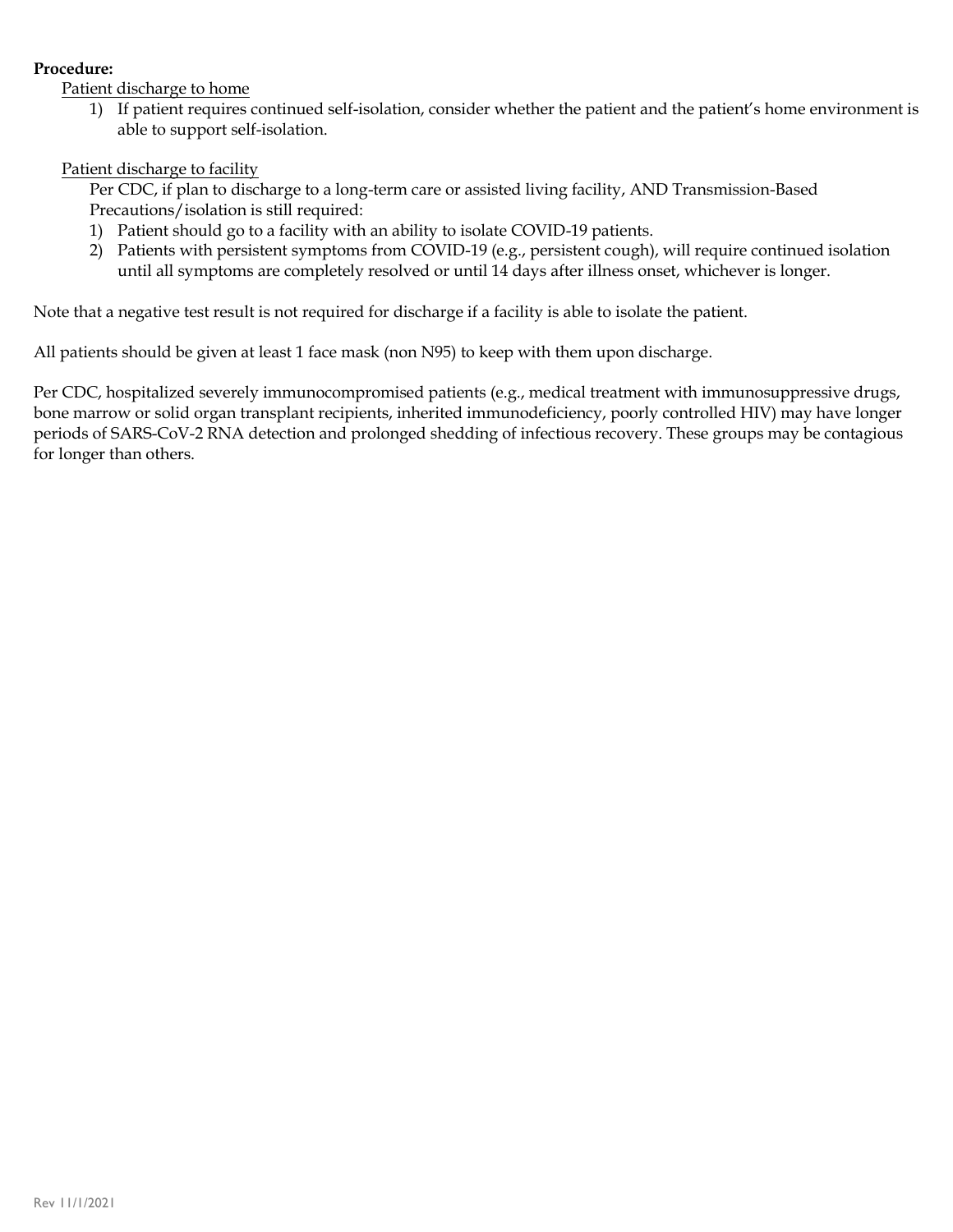**Procedure:**

Patient discharge to home

1) If patient requires continued self-isolation, consider whether the patient and the patient's home environment is able to support self-isolation.

Patient discharge to facility

Per CDC, if plan to discharge to a long-term care or assisted living facility, AND Transmission-Based Precautions/isolation is still required:

1) Patient should go to a facility with an ability to isolate COVID-19 patients.
2) Patients with persistent symptoms from COVID-19 (e.g., persistent cough), will require continued isolation until all symptoms are completely resolved or until 14 days after illness onset, whichever is longer.

Note that a negative test result is not required for discharge if a facility is able to isolate the patient.

All patients should be given at least 1 face mask (non N95) to keep with them upon discharge.

Per CDC, hospitalized severely immunocompromised patients (e.g., medical treatment with immunosuppressive drugs, bone marrow or solid organ transplant recipients, inherited immunodeficiency, poorly controlled HIV) may have longer periods of SARS-CoV-2 RNA detection and prolonged shedding of infectious recovery. These groups may be contagious for longer than others.

Rev 11/1/2021